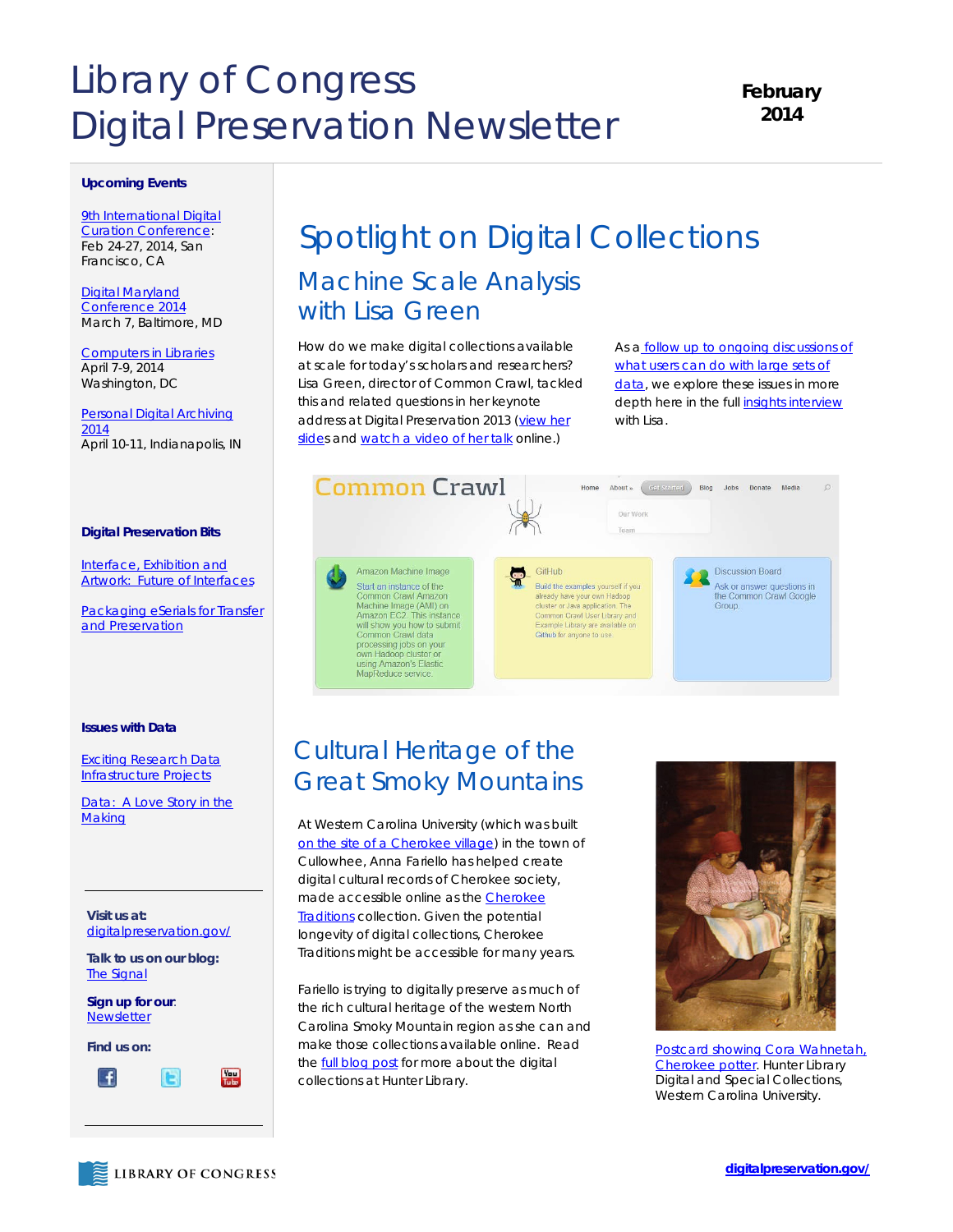# Library of Congress Digital Preservation Newsletter

**February 2014**

**Upcoming Events**

9th International Digital Curation Conference: Feb 24-27, 2014, San Francisco, CA

Digital Maryland Conference 2014
March 7, Baltimore, MD

Computers in Libraries
April 7-9, 2014
Washington, DC

Personal Digital Archiving 2014
April 10-11, Indianapolis, IN

**Digital Preservation Bits**

Interface, Exhibition and Artwork: Future of Interfaces

Packaging eSerials for Transfer and Preservation

**Issues with Data**

Exciting Research Data Infrastructure Projects

Data: A Love Story in the Making

**Visit us at:** digitalpreservation.gov/

**Talk to us on our blog:** The Signal

**Sign up for our:** Newsletter

**Find us on:**

# Spotlight on Digital Collections

## Machine Scale Analysis with Lisa Green

How do we make digital collections available at scale for today's scholars and researchers? Lisa Green, director of Common Crawl, tackled this and related questions in her keynote address at Digital Preservation 2013 (view her slides and watch a video of her talk online.)

As a follow up to ongoing discussions of what users can do with large sets of data, we explore these issues in more depth here in the full insights interview with Lisa.

## Cultural Heritage of the Great Smoky Mountains

At Western Carolina University (which was built on the site of a Cherokee village) in the town of Cullowhee, Anna Fariello has helped create digital cultural records of Cherokee society, made accessible online as the Cherokee Traditions collection. Given the potential longevity of digital collections, Cherokee Traditions might be accessible for many years.

Fariello is trying to digitally preserve as much of the rich cultural heritage of the western North Carolina Smoky Mountain region as she can and make those collections available online. Read the full blog post for more about the digital collections at Hunter Library.

Postcard showing Cora Wahnetah, Cherokee potter. Hunter Library Digital and Special Collections, Western Carolina University.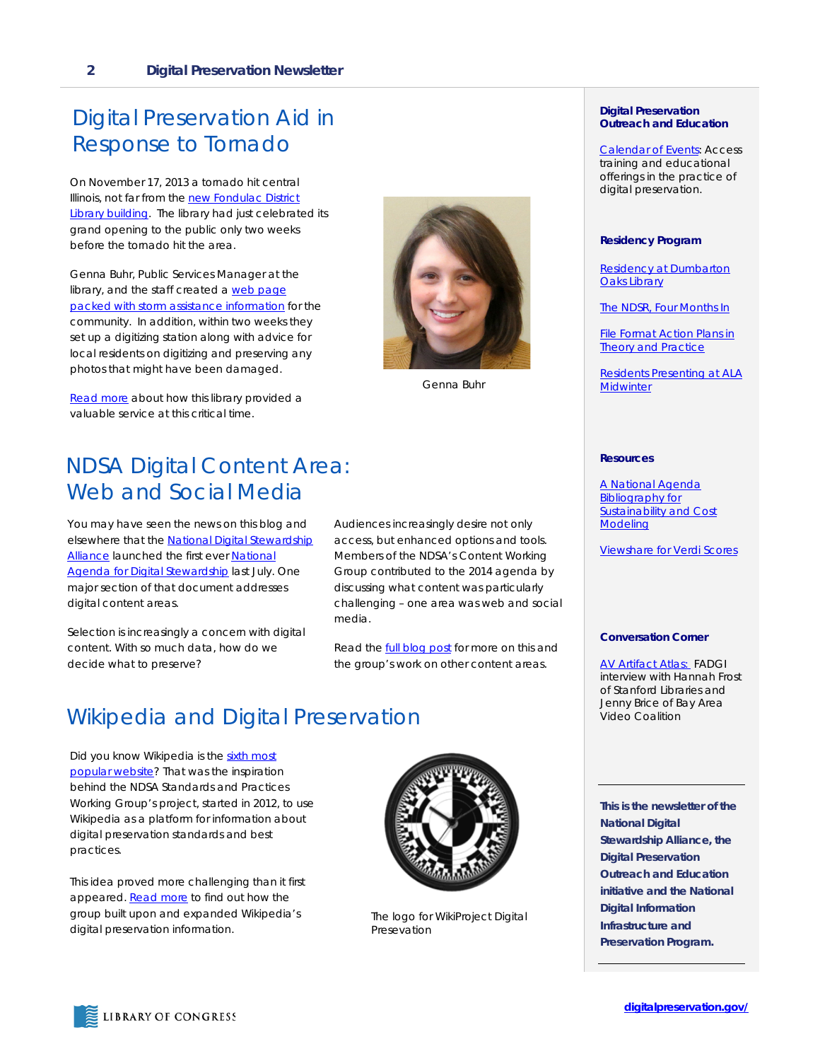# Digital Preservation Aid in Response to Tornado

On November 17, 2013 a tornado hit central Illinois, not far from the new Fondulac District Library building. The library had just celebrated its grand opening to the public only two weeks before the tornado hit the area.

Genna Buhr, Public Services Manager at the library, and the staff created a web page packed with storm assistance information for the community. In addition, within two weeks they set up a digitizing station along with advice for local residents on digitizing and preserving any photos that might have been damaged.

Read more about how this library provided a valuable service at this critical time.

Genna Buhr

# NDSA Digital Content Area: Web and Social Media

You may have seen the news on this blog and elsewhere that the National Digital Stewardship Alliance launched the first ever National Agenda for Digital Stewardship last July. One major section of that document addresses digital content areas.

Selection is increasingly a concern with digital content. With so much data, how do we decide what to preserve?

Audiences increasingly desire not only access, but enhanced options and tools. Members of the NDSA's Content Working Group contributed to the 2014 agenda by discussing what content was particularly challenging – one area was web and social media.

Read the full blog post for more on this and the group's work on other content areas.

# Wikipedia and Digital Preservation

Did you know Wikipedia is the sixth most popular website? That was the inspiration behind the NDSA Standards and Practices Working Group's project, started in 2012, to use Wikipedia as a platform for information about digital preservation standards and best practices.

This idea proved more challenging than it first appeared. Read more to find out how the group built upon and expanded Wikipedia's digital preservation information.

The logo for WikiProject Digital Presevation

**Digital Preservation Outreach and Education**

Calendar of Events: Access training and educational offerings in the practice of digital preservation.

**Residency Program**

Residency at Dumbarton Oaks Library

The NDSR, Four Months In

File Format Action Plans in Theory and Practice

Residents Presenting at ALA Midwinter

**Resources**

A National Agenda Bibliography for Sustainability and Cost Modeling

Viewshare for Verdi Scores

**Conversation Corner**

AV Artifact Atlas: FADGI interview with Hannah Frost of Stanford Libraries and Jenny Brice of Bay Area Video Coalition

**This is the newsletter of the National Digital Stewardship Alliance, the Digital Preservation Outreach and Education initiative and the National Digital Information Infrastructure and Preservation Program.**

LIBRARY OF CONGRESS

digitalpreservation.gov/